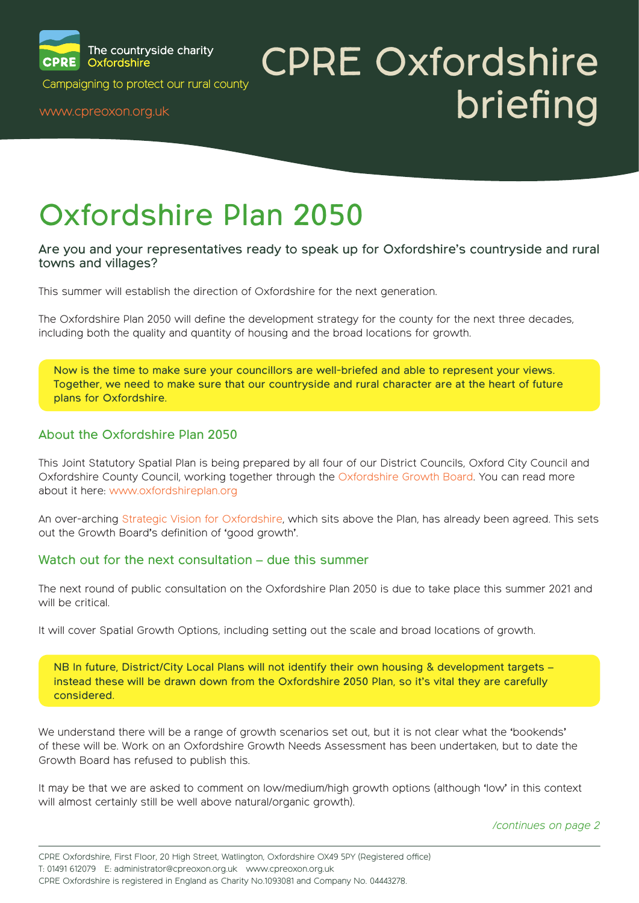The countryside charity
Oxfordshire

Campaigning to protect our rural county

www.cpreoxon.org.uk

# CPRE Oxfordshire briefing

# Oxfordshire Plan 2050

**Are you and your representatives ready to speak up for Oxfordshire's countryside and rural towns and villages?**

This summer will establish the direction of Oxfordshire for the next generation.

The Oxfordshire Plan 2050 will define the development strategy for the county for the next three decades, including both the quality and quantity of housing and the broad locations for growth.

**Now is the time to make sure your councillors are well-briefed and able to represent your views. Together, we need to make sure that our countryside and rural character are at the heart of future plans for Oxfordshire.**

## About the Oxfordshire Plan 2050

This Joint Statutory Spatial Plan is being prepared by all four of our District Councils, Oxford City Council and Oxfordshire County Council, working together through the Oxfordshire Growth Board. You can read more about it here: www.oxfordshireplan.org

An over-arching Strategic Vision for Oxfordshire, which sits above the Plan, has already been agreed. This sets out the Growth Board's definition of 'good growth'.

## Watch out for the next consultation – due this summer

The next round of public consultation on the Oxfordshire Plan 2050 is due to take place this summer 2021 and will be critical.

It will cover Spatial Growth Options, including setting out the scale and broad locations of growth.

**NB In future, District/City Local Plans will not identify their own housing & development targets – instead these will be drawn down from the Oxfordshire 2050 Plan, so it's vital they are carefully considered.**

We understand there will be a range of growth scenarios set out, but it is not clear what the 'bookends' of these will be. Work on an Oxfordshire Growth Needs Assessment has been undertaken, but to date the Growth Board has refused to publish this.

It may be that we are asked to comment on low/medium/high growth options (although 'low' in this context will almost certainly still be well above natural/organic growth).

*/continues on page 2*

CPRE Oxfordshire, First Floor, 20 High Street, Watlington, Oxfordshire OX49 5PY (Registered office)
T: 01491 612079 E: administrator@cpreoxon.org.uk www.cpreoxon.org.uk
CPRE Oxfordshire is registered in England as Charity No.1093081 and Company No. 04443278.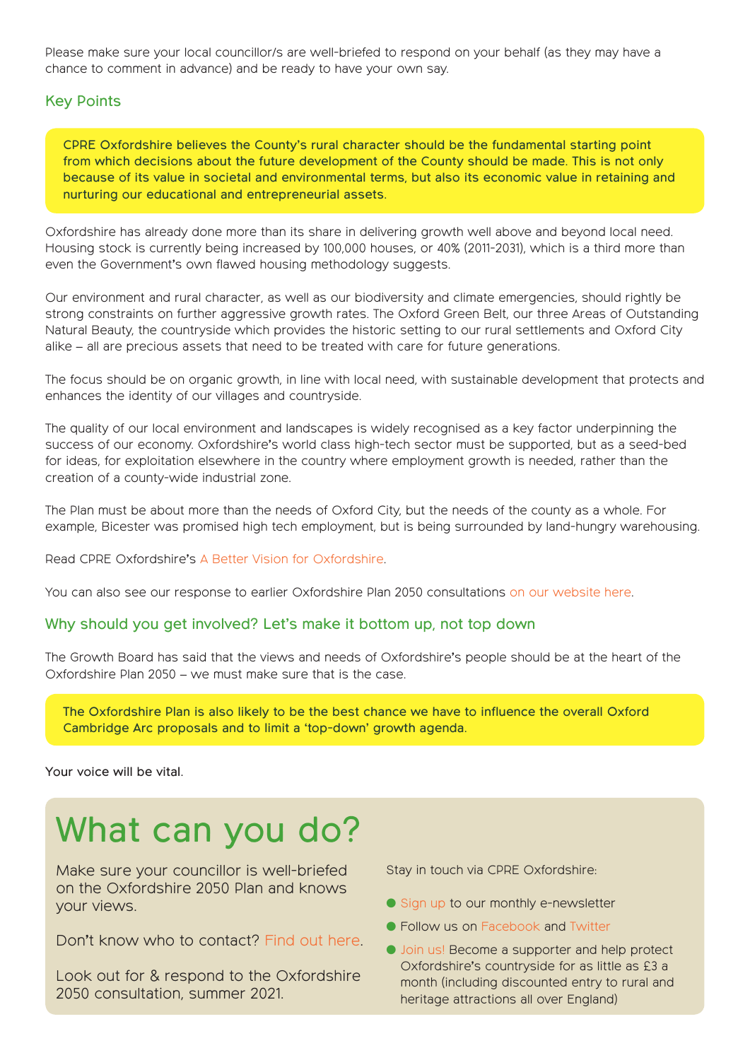Please make sure your local councillor/s are well-briefed to respond on your behalf (as they may have a chance to comment in advance) and be ready to have your own say.

## Key Points

**CPRE Oxfordshire believes the County's rural character should be the fundamental starting point from which decisions about the future development of the County should be made. This is not only because of its value in societal and environmental terms, but also its economic value in retaining and nurturing our educational and entrepreneurial assets.**

Oxfordshire has already done more than its share in delivering growth well above and beyond local need. Housing stock is currently being increased by 100,000 houses, or 40% (2011-2031), which is a third more than even the Government's own flawed housing methodology suggests.

Our environment and rural character, as well as our biodiversity and climate emergencies, should rightly be strong constraints on further aggressive growth rates. The Oxford Green Belt, our three Areas of Outstanding Natural Beauty, the countryside which provides the historic setting to our rural settlements and Oxford City alike – all are precious assets that need to be treated with care for future generations.

The focus should be on organic growth, in line with local need, with sustainable development that protects and enhances the identity of our villages and countryside.

The quality of our local environment and landscapes is widely recognised as a key factor underpinning the success of our economy. Oxfordshire's world class high-tech sector must be supported, but as a seed-bed for ideas, for exploitation elsewhere in the country where employment growth is needed, rather than the creation of a county-wide industrial zone.

The Plan must be about more than the needs of Oxford City, but the needs of the county as a whole. For example, Bicester was promised high tech employment, but is being surrounded by land-hungry warehousing.

Read CPRE Oxfordshire's A Better Vision for Oxfordshire.

You can also see our response to earlier Oxfordshire Plan 2050 consultations on our website here.

## Why should you get involved? Let's make it bottom up, not top down

The Growth Board has said that the views and needs of Oxfordshire's people should be at the heart of the Oxfordshire Plan 2050 – we must make sure that is the case.

**The Oxfordshire Plan is also likely to be the best chance we have to influence the overall Oxford Cambridge Arc proposals and to limit a 'top-down' growth agenda.**

**Your voice will be vital.**

# What can you do?

Make sure your councillor is well-briefed on the Oxfordshire 2050 Plan and knows your views.

Don't know who to contact? Find out here.

Look out for & respond to the Oxfordshire 2050 consultation, summer 2021.

Stay in touch via CPRE Oxfordshire:

- Sign up to our monthly e-newsletter
- Follow us on Facebook and Twitter
- Join us! Become a supporter and help protect Oxfordshire's countryside for as little as £3 a month (including discounted entry to rural and heritage attractions all over England)